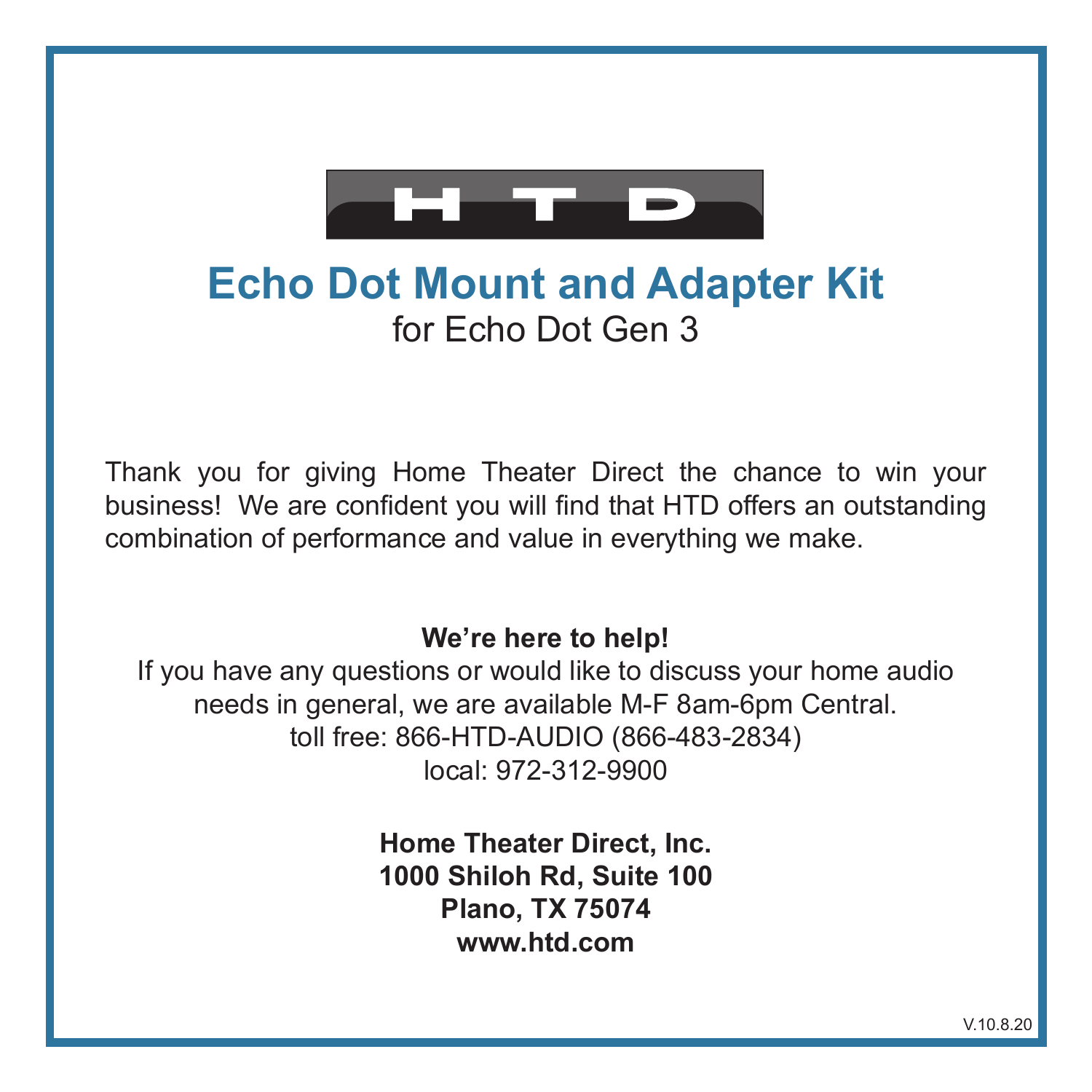HTD

# Echo Dot Mount and Adapter Kit

for Echo Dot Gen 3

Thank you for giving Home Theater Direct the chance to win your business! We are confident you will find that HTD offers an outstanding combination of performance and value in everything we make.

**We're here to help!**

If you have any questions or would like to discuss your home audio needs in general, we are available M-F 8am-6pm Central.
toll free: 866-HTD-AUDIO (866-483-2834)
local: 972-312-9900

**Home Theater Direct, Inc.**
**1000 Shiloh Rd, Suite 100**
**Plano, TX 75074**
**www.htd.com**

V.10.8.20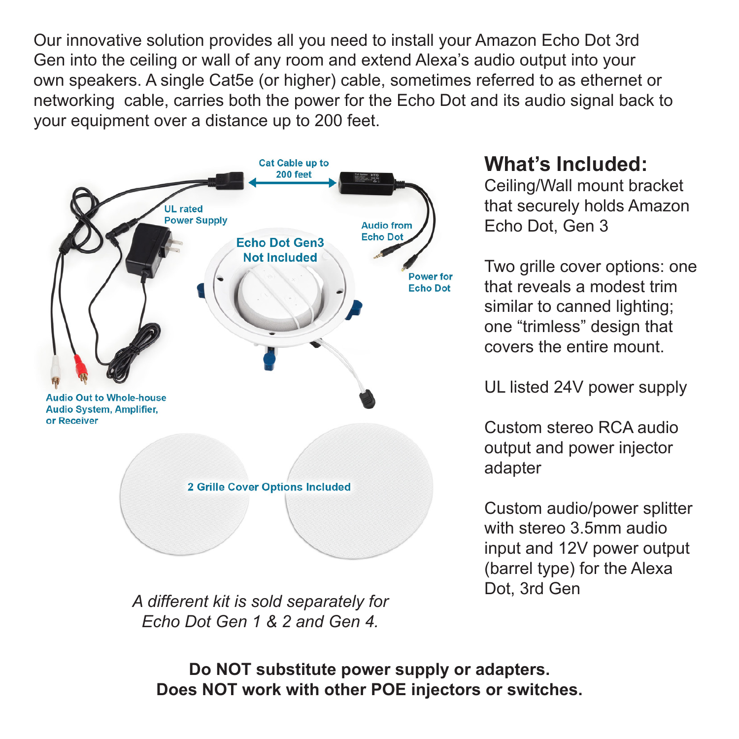Our innovative solution provides all you need to install your Amazon Echo Dot 3rd Gen into the ceiling or wall of any room and extend Alexa's audio output into your own speakers. A single Cat5e (or higher) cable, sometimes referred to as ethernet or networking cable, carries both the power for the Echo Dot and its audio signal back to your equipment over a distance up to 200 feet.

Cat Cable up to 200 feet

UL rated Power Supply

Audio from Echo Dot

Echo Dot Gen3 Not Included

Power for Echo Dot

Audio Out to Whole-house Audio System, Amplifier, or Receiver

2 Grille Cover Options Included

*A different kit is sold separately for Echo Dot Gen 1 & 2 and Gen 4.*

## What's Included:

Ceiling/Wall mount bracket that securely holds Amazon Echo Dot, Gen 3

Two grille cover options: one that reveals a modest trim similar to canned lighting; one "trimless" design that covers the entire mount.

UL listed 24V power supply

Custom stereo RCA audio output and power injector adapter

Custom audio/power splitter with stereo 3.5mm audio input and 12V power output (barrel type) for the Alexa Dot, 3rd Gen

**Do NOT substitute power supply or adapters.**
**Does NOT work with other POE injectors or switches.**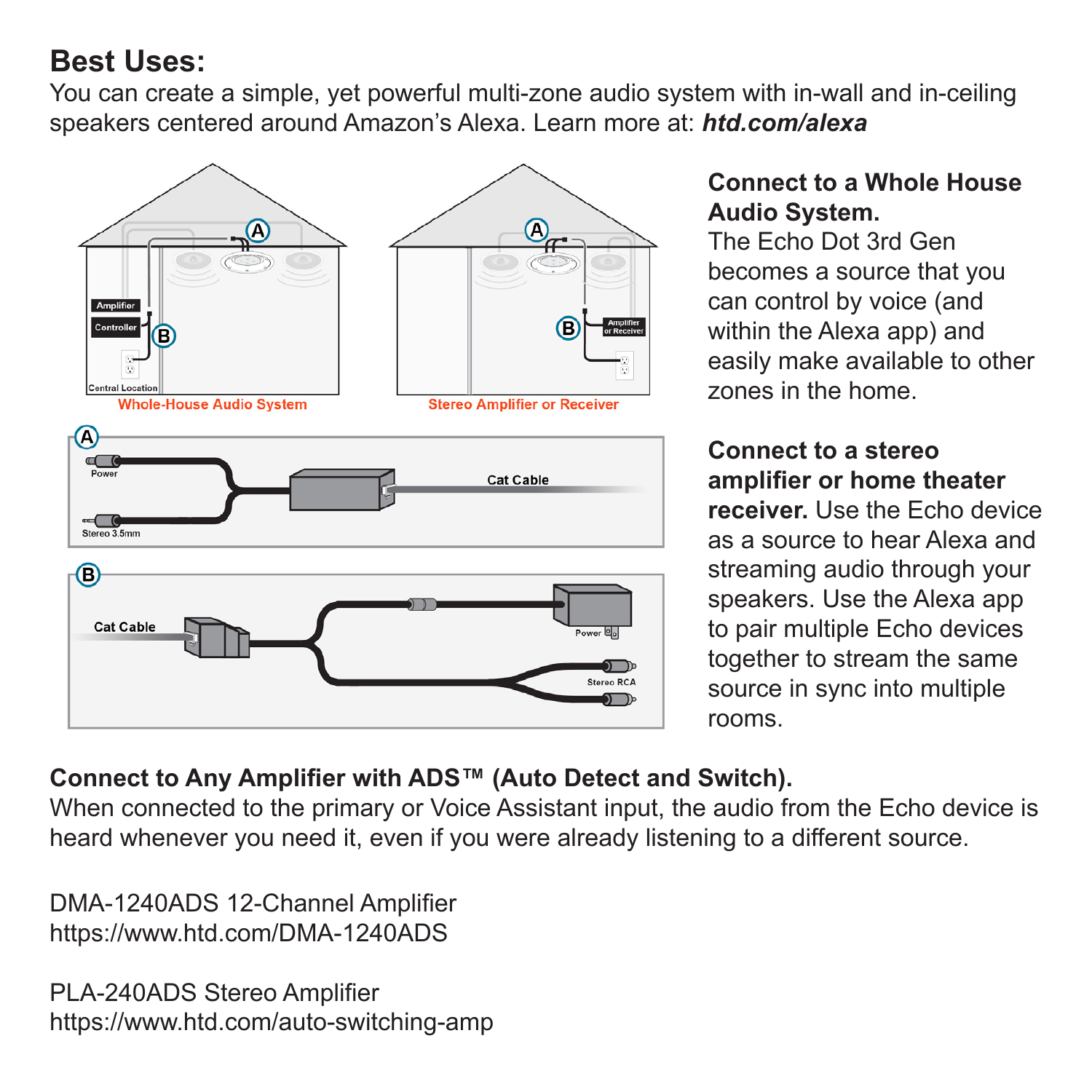## Best Uses:

You can create a simple, yet powerful multi-zone audio system with in-wall and in-ceiling speakers centered around Amazon's Alexa. Learn more at: ***htd.com/alexa***

Whole-House Audio System

Stereo Amplifier or Receiver

**Connect to a Whole House Audio System.**
The Echo Dot 3rd Gen becomes a source that you can control by voice (and within the Alexa app) and easily make available to other zones in the home.

**Connect to a stereo amplifier or home theater receiver.** Use the Echo device as a source to hear Alexa and streaming audio through your speakers. Use the Alexa app to pair multiple Echo devices together to stream the same source in sync into multiple rooms.

**Connect to Any Amplifier with ADS™ (Auto Detect and Switch).**
When connected to the primary or Voice Assistant input, the audio from the Echo device is heard whenever you need it, even if you were already listening to a different source.

DMA-1240ADS 12-Channel Amplifier
https://www.htd.com/DMA-1240ADS

PLA-240ADS Stereo Amplifier
https://www.htd.com/auto-switching-amp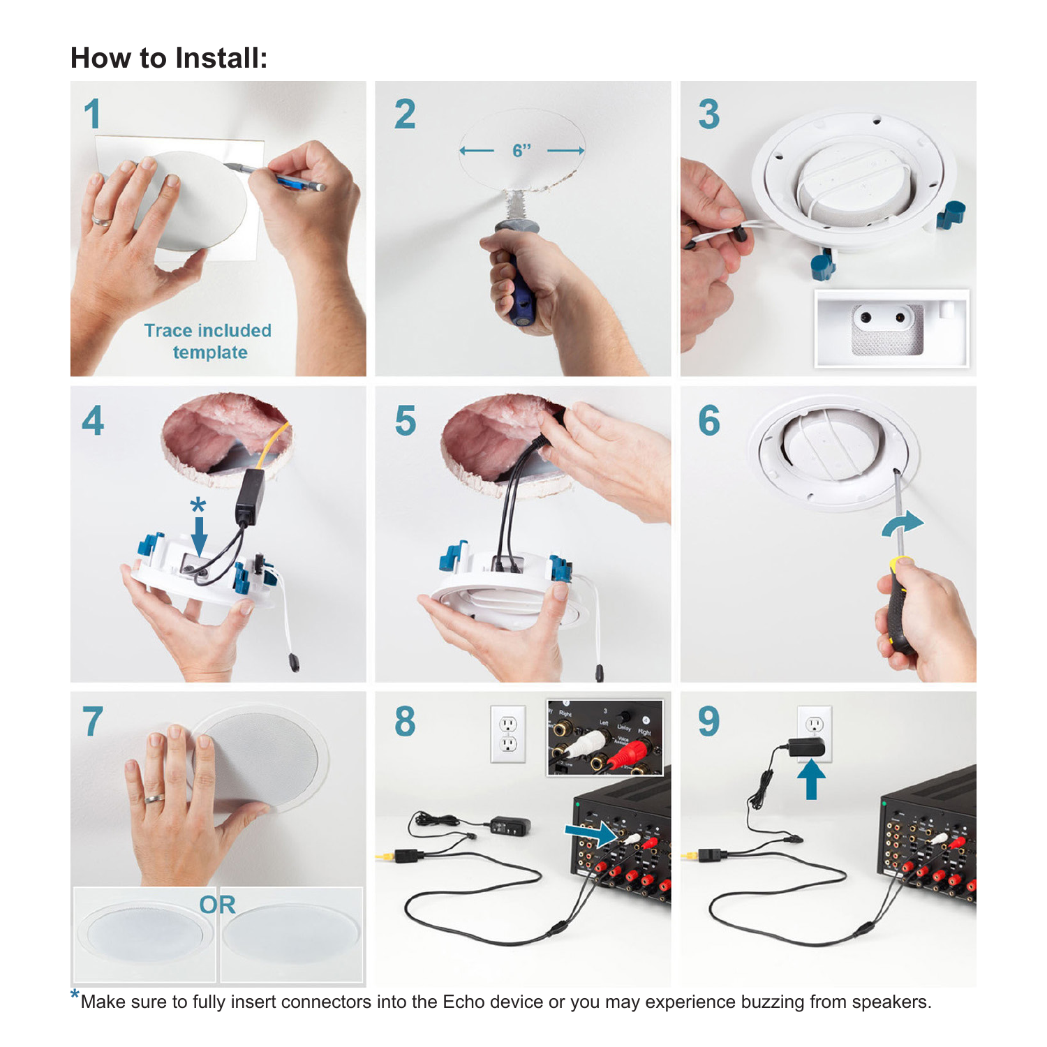## How to Install:

1

Trace included template

2

6"

3

4

*

5

6

7

OR

8

9

*Make sure to fully insert connectors into the Echo device or you may experience buzzing from speakers.